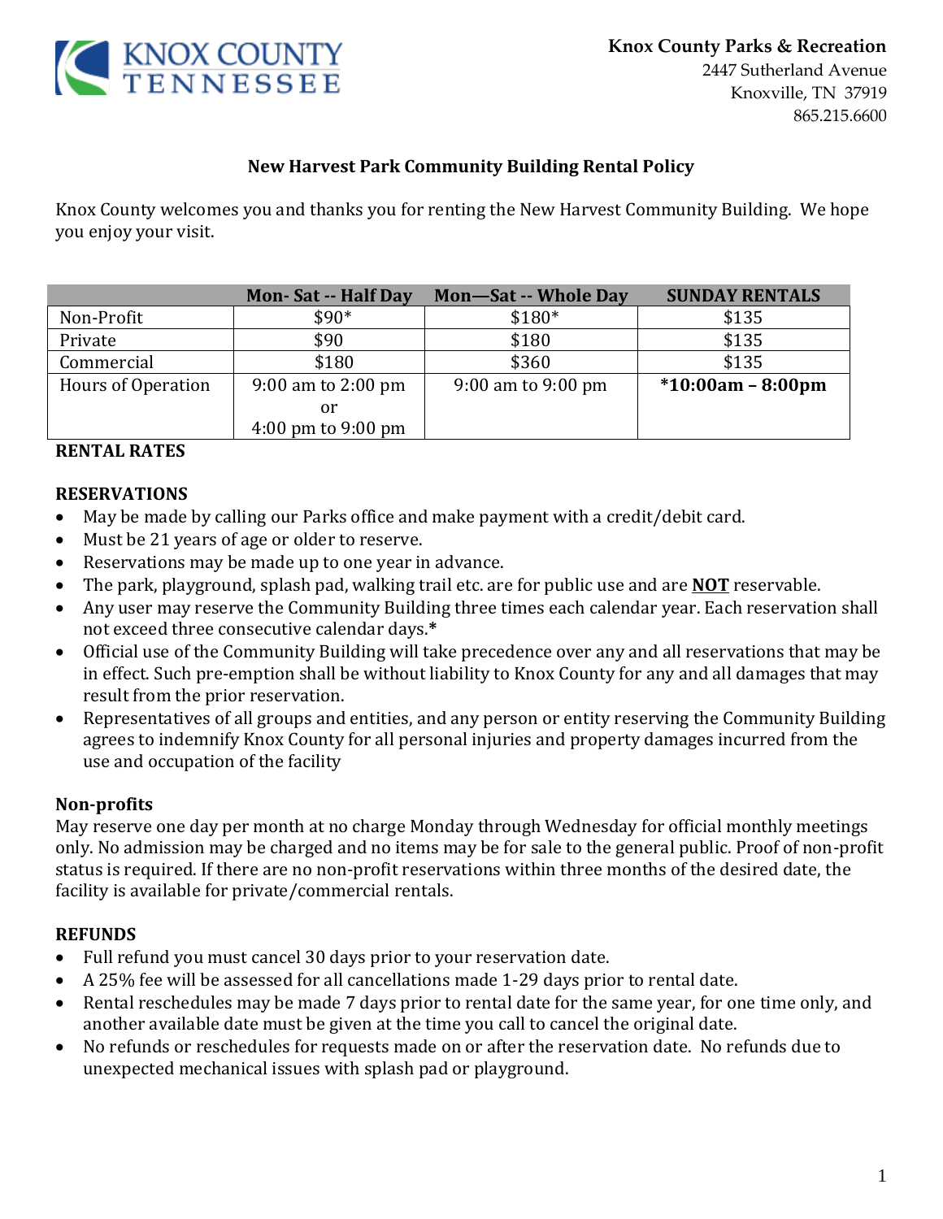Knox County Parks & Recreation
2447 Sutherland Avenue
Knoxville, TN 37919
865.215.6600

## New Harvest Park Community Building Rental Policy

Knox County welcomes you and thanks you for renting the New Harvest Community Building. We hope you enjoy your visit.

| | Mon- Sat -- Half Day | Mon—Sat -- Whole Day | SUNDAY RENTALS |
|---|---|---|---|
| Non-Profit | $90* | $180* | $135 |
| Private | $90 | $180 | $135 |
| Commercial | $180 | $360 | $135 |
| Hours of Operation | 9:00 am to 2:00 pm or 4:00 pm to 9:00 pm | 9:00 am to 9:00 pm | ***10:00am – 8:00pm** |

**RENTAL RATES**

### RESERVATIONS

- May be made by calling our Parks office and make payment with a credit/debit card.
- Must be 21 years of age or older to reserve.
- Reservations may be made up to one year in advance.
- The park, playground, splash pad, walking trail etc. are for public use and are **NOT** reservable.
- Any user may reserve the Community Building three times each calendar year. Each reservation shall not exceed three consecutive calendar days.**\***
- Official use of the Community Building will take precedence over any and all reservations that may be in effect. Such pre-emption shall be without liability to Knox County for any and all damages that may result from the prior reservation.
- Representatives of all groups and entities, and any person or entity reserving the Community Building agrees to indemnify Knox County for all personal injuries and property damages incurred from the use and occupation of the facility

### Non-profits

May reserve one day per month at no charge Monday through Wednesday for official monthly meetings only. No admission may be charged and no items may be for sale to the general public. Proof of non-profit status is required. If there are no non-profit reservations within three months of the desired date, the facility is available for private/commercial rentals.

### REFUNDS

- Full refund you must cancel 30 days prior to your reservation date.
- A 25% fee will be assessed for all cancellations made 1-29 days prior to rental date.
- Rental reschedules may be made 7 days prior to rental date for the same year, for one time only, and another available date must be given at the time you call to cancel the original date.
- No refunds or reschedules for requests made on or after the reservation date. No refunds due to unexpected mechanical issues with splash pad or playground.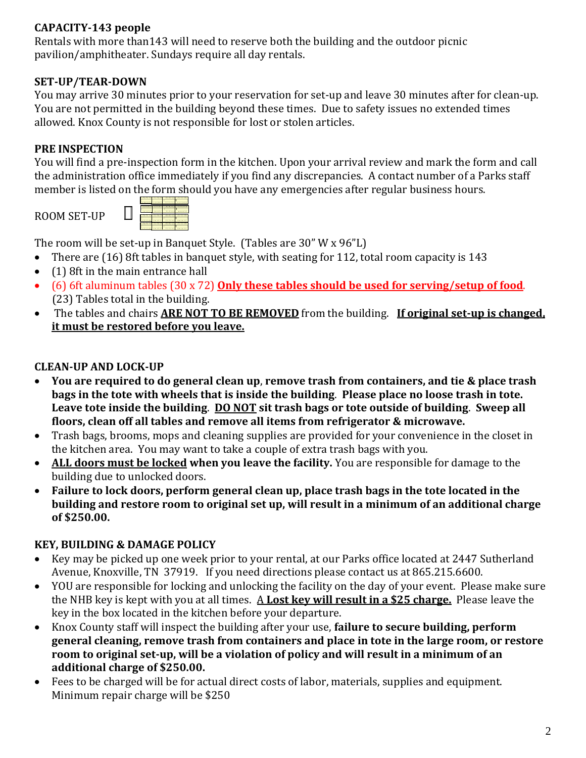**CAPACITY-143 people**

Rentals with more than143 will need to reserve both the building and the outdoor picnic pavilion/amphitheater. Sundays require all day rentals.

**SET-UP/TEAR-DOWN**

You may arrive 30 minutes prior to your reservation for set-up and leave 30 minutes after for clean-up. You are not permitted in the building beyond these times. Due to safety issues no extended times allowed. Knox County is not responsible for lost or stolen articles.

**PRE INSPECTION**

You will find a pre-inspection form in the kitchen. Upon your arrival review and mark the form and call the administration office immediately if you find any discrepancies. A contact number of a Parks staff member is listed on the form should you have any emergencies after regular business hours.

ROOM SET-UP

The room will be set-up in Banquet Style. (Tables are 30" W x 96"L)

- There are (16) 8ft tables in banquet style, with seating for 112, total room capacity is 143
- (1) 8ft in the main entrance hall
- (6) 6ft aluminum tables (30 x 72) **Only these tables should be used for serving/setup of food**.
  (23) Tables total in the building.
- The tables and chairs **ARE NOT TO BE REMOVED** from the building. **If original set-up is changed, it must be restored before you leave.**

**CLEAN-UP AND LOCK-UP**

- **You are required to do general clean up**, **remove trash from containers, and tie & place trash bags in the tote with wheels that is inside the building**. **Please place no loose trash in tote. Leave tote inside the building**. **DO NOT sit trash bags or tote outside of building**. **Sweep all floors, clean off all tables and remove all items from refrigerator & microwave.**
- Trash bags, brooms, mops and cleaning supplies are provided for your convenience in the closet in the kitchen area. You may want to take a couple of extra trash bags with you.
- **ALL doors must be locked when you leave the facility.** You are responsible for damage to the building due to unlocked doors.
- **Failure to lock doors, perform general clean up, place trash bags in the tote located in the building and restore room to original set up, will result in a minimum of an additional charge of $250.00.**

**KEY, BUILDING & DAMAGE POLICY**

- Key may be picked up one week prior to your rental, at our Parks office located at 2447 Sutherland Avenue, Knoxville, TN 37919. If you need directions please contact us at 865.215.6600.
- YOU are responsible for locking and unlocking the facility on the day of your event. Please make sure the NHB key is kept with you at all times. **A Lost key will result in a $25 charge.** Please leave the key in the box located in the kitchen before your departure.
- Knox County staff will inspect the building after your use, **failure to secure building, perform general cleaning, remove trash from containers and place in tote in the large room, or restore room to original set-up, will be a violation of policy and will result in a minimum of an additional charge of $250.00.**
- Fees to be charged will be for actual direct costs of labor, materials, supplies and equipment. Minimum repair charge will be $250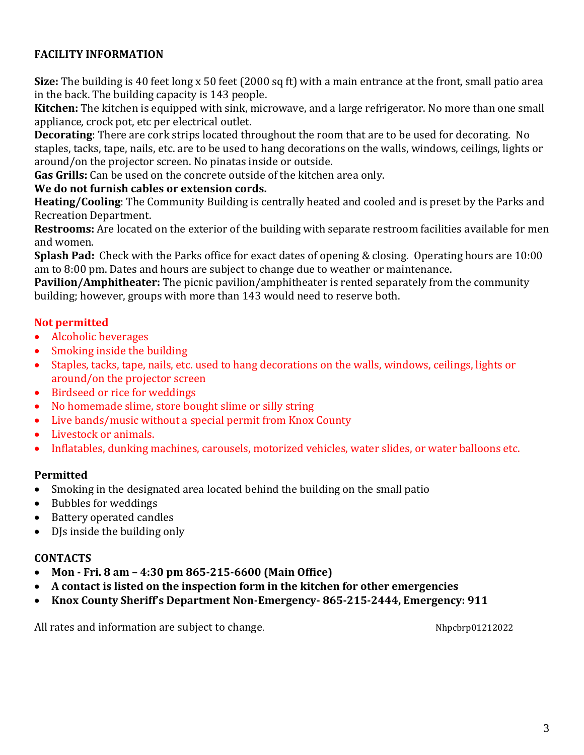## FACILITY INFORMATION

**Size:** The building is 40 feet long x 50 feet (2000 sq ft) with a main entrance at the front, small patio area in the back. The building capacity is 143 people.
**Kitchen:** The kitchen is equipped with sink, microwave, and a large refrigerator. No more than one small appliance, crock pot, etc per electrical outlet.
**Decorating**: There are cork strips located throughout the room that are to be used for decorating. No staples, tacks, tape, nails, etc. are to be used to hang decorations on the walls, windows, ceilings, lights or around/on the projector screen. No pinatas inside or outside.
**Gas Grills:** Can be used on the concrete outside of the kitchen area only.
**We do not furnish cables or extension cords.**
**Heating/Cooling**: The Community Building is centrally heated and cooled and is preset by the Parks and Recreation Department.
**Restrooms:** Are located on the exterior of the building with separate restroom facilities available for men and women.
**Splash Pad:** Check with the Parks office for exact dates of opening & closing. Operating hours are 10:00 am to 8:00 pm. Dates and hours are subject to change due to weather or maintenance.
**Pavilion/Amphitheater:** The picnic pavilion/amphitheater is rented separately from the community building; however, groups with more than 143 would need to reserve both.

### Not permitted

- Alcoholic beverages
- Smoking inside the building
- Staples, tacks, tape, nails, etc. used to hang decorations on the walls, windows, ceilings, lights or around/on the projector screen
- Birdseed or rice for weddings
- No homemade slime, store bought slime or silly string
- Live bands/music without a special permit from Knox County
- Livestock or animals.
- Inflatables, dunking machines, carousels, motorized vehicles, water slides, or water balloons etc.

### Permitted

- Smoking in the designated area located behind the building on the small patio
- Bubbles for weddings
- Battery operated candles
- DJs inside the building only

### CONTACTS

- **Mon - Fri. 8 am – 4:30 pm 865-215-6600 (Main Office)**
- **A contact is listed on the inspection form in the kitchen for other emergencies**
- **Knox County Sheriff's Department Non-Emergency- 865-215-2444, Emergency: 911**

All rates and information are subject to change. Nhpcbrp01212022